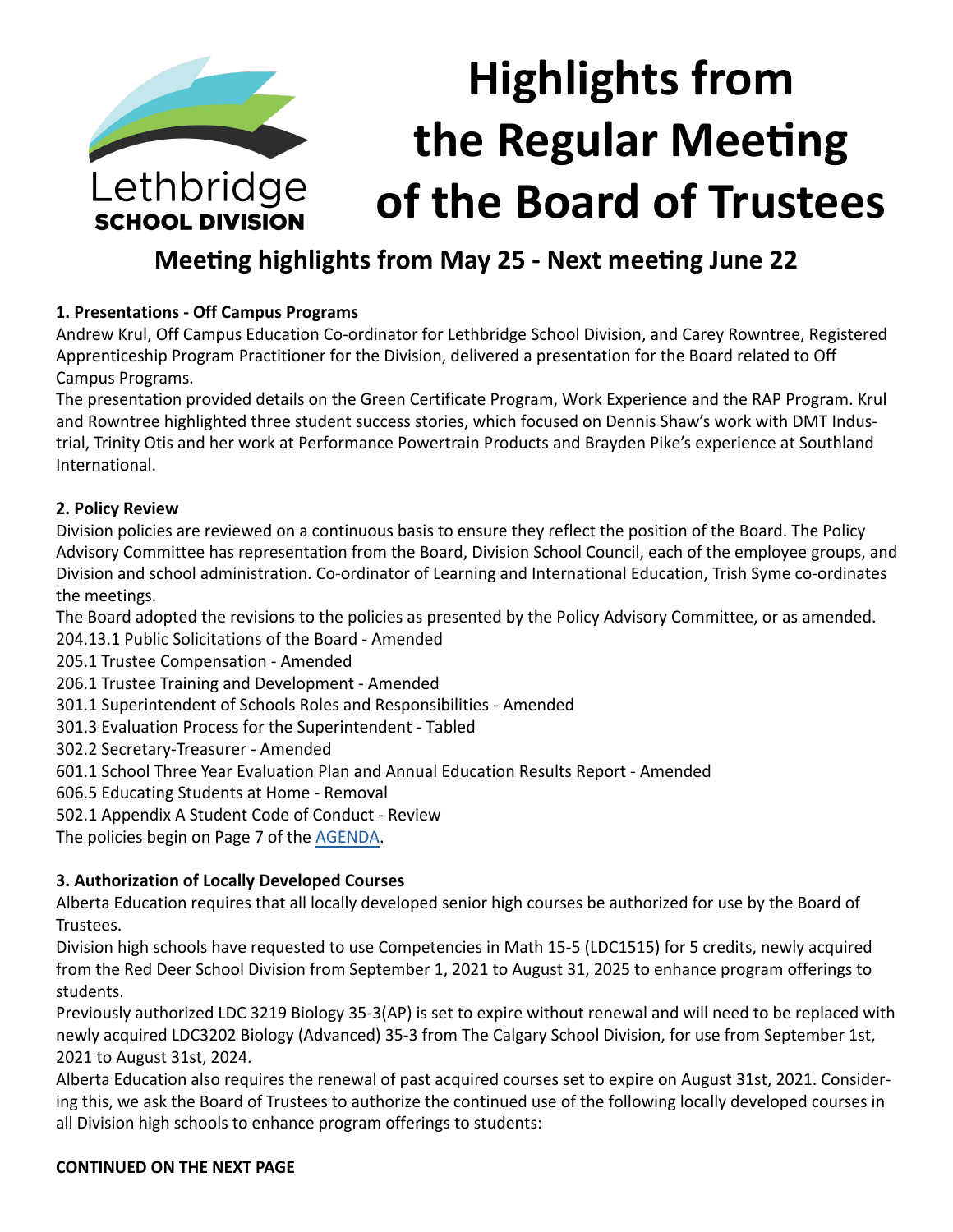Lethbridge
SCHOOL DIVISION

# Highlights from the Regular Meeting of the Board of Trustees

## Meeting highlights from May 25 - Next meeting June 22

**1. Presentations - Off Campus Programs**

Andrew Krul, Off Campus Education Co-ordinator for Lethbridge School Division, and Carey Rowntree, Registered Apprenticeship Program Practitioner for the Division, delivered a presentation for the Board related to Off Campus Programs.

The presentation provided details on the Green Certificate Program, Work Experience and the RAP Program. Krul and Rowntree highlighted three student success stories, which focused on Dennis Shaw's work with DMT Industrial, Trinity Otis and her work at Performance Powertrain Products and Brayden Pike's experience at Southland International.

**2. Policy Review**

Division policies are reviewed on a continuous basis to ensure they reflect the position of the Board. The Policy Advisory Committee has representation from the Board, Division School Council, each of the employee groups, and Division and school administration. Co-ordinator of Learning and International Education, Trish Syme co-ordinates the meetings.

The Board adopted the revisions to the policies as presented by the Policy Advisory Committee, or as amended.

204.13.1 Public Solicitations of the Board - Amended
205.1 Trustee Compensation - Amended
206.1 Trustee Training and Development - Amended
301.1 Superintendent of Schools Roles and Responsibilities - Amended
301.3 Evaluation Process for the Superintendent - Tabled
302.2 Secretary-Treasurer - Amended
601.1 School Three Year Evaluation Plan and Annual Education Results Report - Amended
606.5 Educating Students at Home - Removal
502.1 Appendix A Student Code of Conduct - Review

The policies begin on Page 7 of the AGENDA.

**3. Authorization of Locally Developed Courses**

Alberta Education requires that all locally developed senior high courses be authorized for use by the Board of Trustees.

Division high schools have requested to use Competencies in Math 15-5 (LDC1515) for 5 credits, newly acquired from the Red Deer School Division from September 1, 2021 to August 31, 2025 to enhance program offerings to students.

Previously authorized LDC 3219 Biology 35-3(AP) is set to expire without renewal and will need to be replaced with newly acquired LDC3202 Biology (Advanced) 35-3 from The Calgary School Division, for use from September 1st, 2021 to August 31st, 2024.

Alberta Education also requires the renewal of past acquired courses set to expire on August 31st, 2021. Considering this, we ask the Board of Trustees to authorize the continued use of the following locally developed courses in all Division high schools to enhance program offerings to students:

**CONTINUED ON THE NEXT PAGE**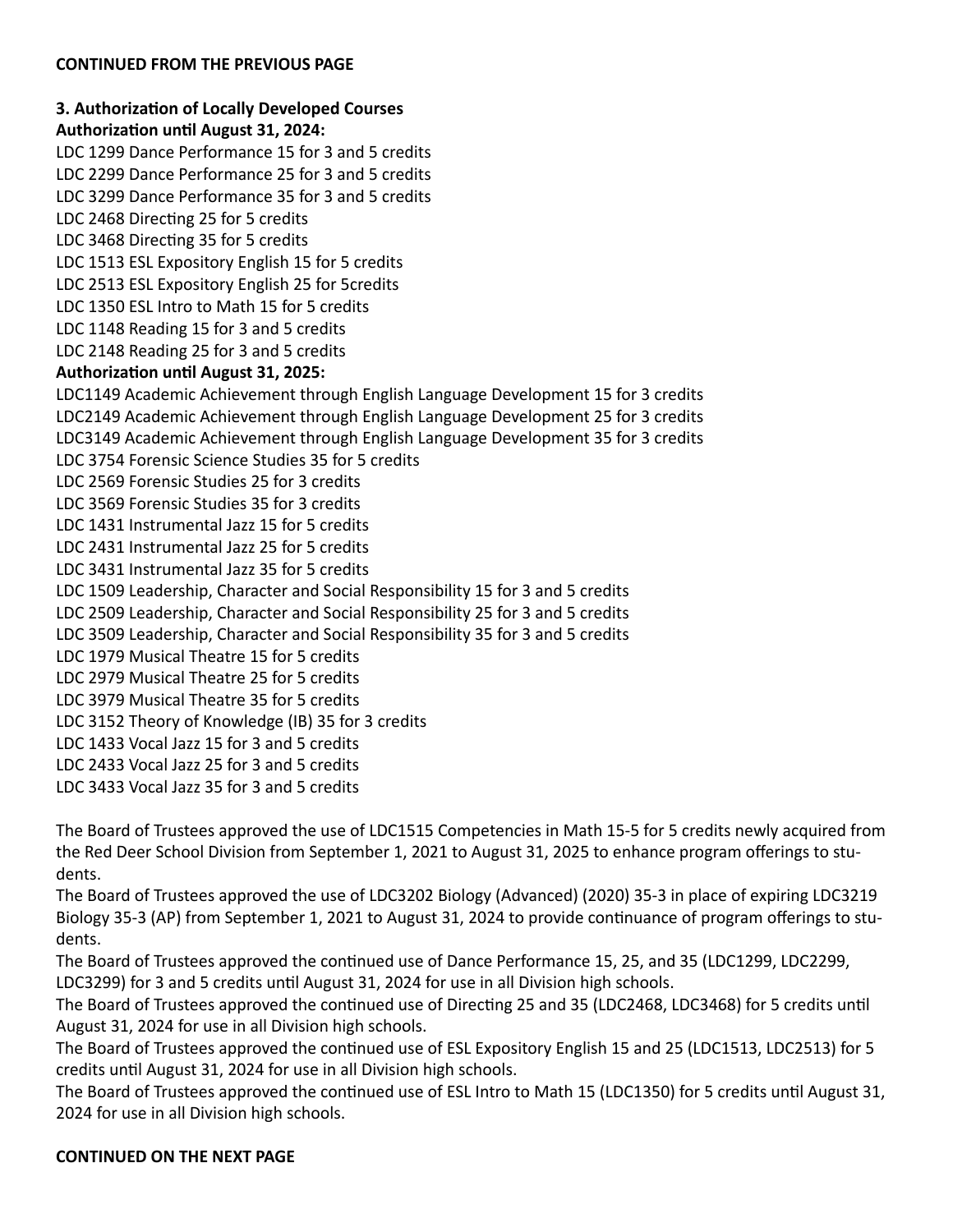**CONTINUED FROM THE PREVIOUS PAGE**

**3. Authorization of Locally Developed Courses**

**Authorization until August 31, 2024:**

LDC 1299 Dance Performance 15 for 3 and 5 credits
LDC 2299 Dance Performance 25 for 3 and 5 credits
LDC 3299 Dance Performance 35 for 3 and 5 credits
LDC 2468 Directing 25 for 5 credits
LDC 3468 Directing 35 for 5 credits
LDC 1513 ESL Expository English 15 for 5 credits
LDC 2513 ESL Expository English 25 for 5credits
LDC 1350 ESL Intro to Math 15 for 5 credits
LDC 1148 Reading 15 for 3 and 5 credits
LDC 2148 Reading 25 for 3 and 5 credits

**Authorization until August 31, 2025:**

LDC1149 Academic Achievement through English Language Development 15 for 3 credits
LDC2149 Academic Achievement through English Language Development 25 for 3 credits
LDC3149 Academic Achievement through English Language Development 35 for 3 credits
LDC 3754 Forensic Science Studies 35 for 5 credits
LDC 2569 Forensic Studies 25 for 3 credits
LDC 3569 Forensic Studies 35 for 3 credits
LDC 1431 Instrumental Jazz 15 for 5 credits
LDC 2431 Instrumental Jazz 25 for 5 credits
LDC 3431 Instrumental Jazz 35 for 5 credits
LDC 1509 Leadership, Character and Social Responsibility 15 for 3 and 5 credits
LDC 2509 Leadership, Character and Social Responsibility 25 for 3 and 5 credits
LDC 3509 Leadership, Character and Social Responsibility 35 for 3 and 5 credits
LDC 1979 Musical Theatre 15 for 5 credits
LDC 2979 Musical Theatre 25 for 5 credits
LDC 3979 Musical Theatre 35 for 5 credits
LDC 3152 Theory of Knowledge (IB) 35 for 3 credits
LDC 1433 Vocal Jazz 15 for 3 and 5 credits
LDC 2433 Vocal Jazz 25 for 3 and 5 credits
LDC 3433 Vocal Jazz 35 for 3 and 5 credits

The Board of Trustees approved the use of LDC1515 Competencies in Math 15-5 for 5 credits newly acquired from the Red Deer School Division from September 1, 2021 to August 31, 2025 to enhance program offerings to students.

The Board of Trustees approved the use of LDC3202 Biology (Advanced) (2020) 35-3 in place of expiring LDC3219 Biology 35-3 (AP) from September 1, 2021 to August 31, 2024 to provide continuance of program offerings to students.

The Board of Trustees approved the continued use of Dance Performance 15, 25, and 35 (LDC1299, LDC2299, LDC3299) for 3 and 5 credits until August 31, 2024 for use in all Division high schools.

The Board of Trustees approved the continued use of Directing 25 and 35 (LDC2468, LDC3468) for 5 credits until August 31, 2024 for use in all Division high schools.

The Board of Trustees approved the continued use of ESL Expository English 15 and 25 (LDC1513, LDC2513) for 5 credits until August 31, 2024 for use in all Division high schools.

The Board of Trustees approved the continued use of ESL Intro to Math 15 (LDC1350) for 5 credits until August 31, 2024 for use in all Division high schools.

**CONTINUED ON THE NEXT PAGE**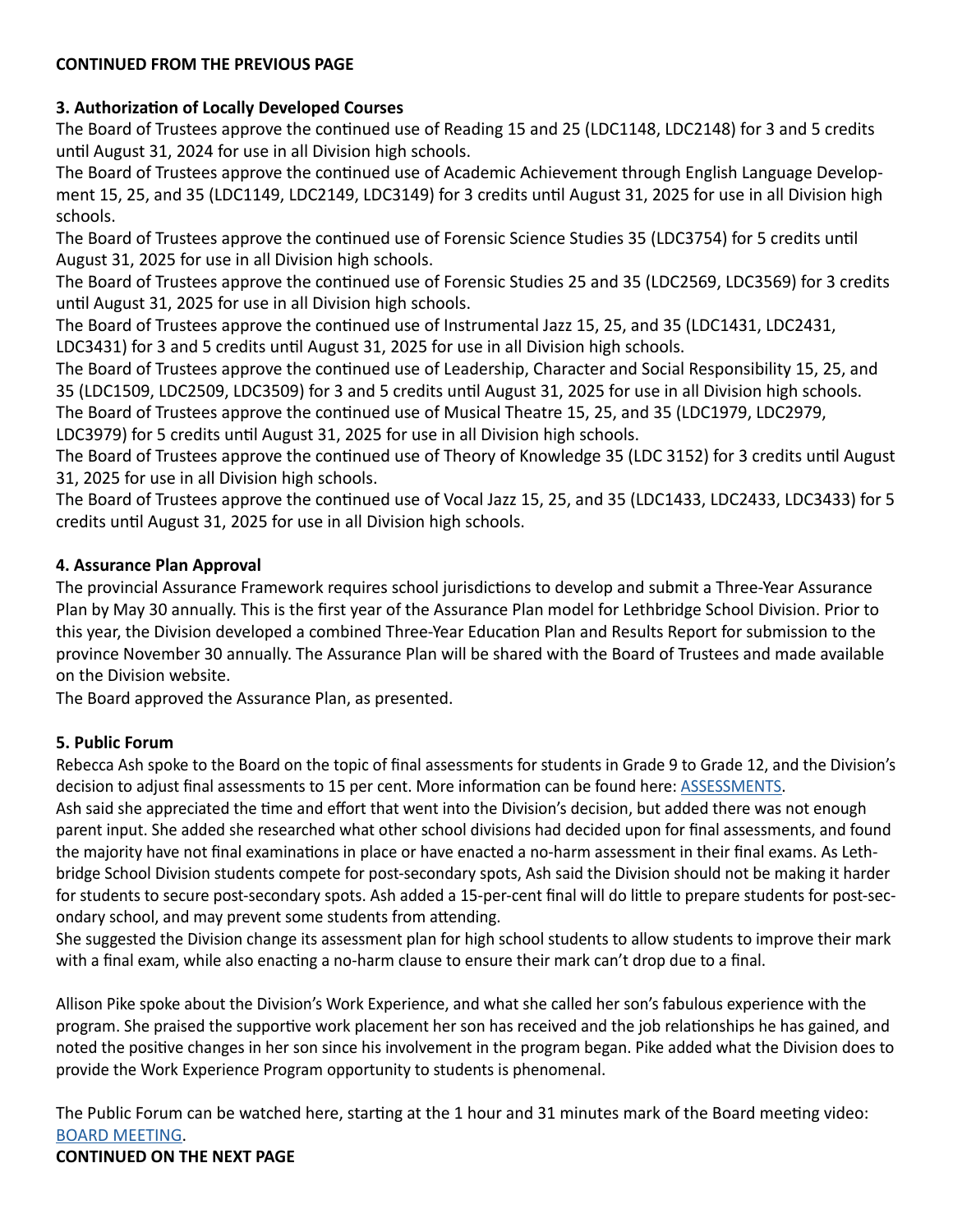**CONTINUED FROM THE PREVIOUS PAGE**

**3. Authorization of Locally Developed Courses**

The Board of Trustees approve the continued use of Reading 15 and 25 (LDC1148, LDC2148) for 3 and 5 credits until August 31, 2024 for use in all Division high schools.

The Board of Trustees approve the continued use of Academic Achievement through English Language Development 15, 25, and 35 (LDC1149, LDC2149, LDC3149) for 3 credits until August 31, 2025 for use in all Division high schools.

The Board of Trustees approve the continued use of Forensic Science Studies 35 (LDC3754) for 5 credits until August 31, 2025 for use in all Division high schools.

The Board of Trustees approve the continued use of Forensic Studies 25 and 35 (LDC2569, LDC3569) for 3 credits until August 31, 2025 for use in all Division high schools.

The Board of Trustees approve the continued use of Instrumental Jazz 15, 25, and 35 (LDC1431, LDC2431, LDC3431) for 3 and 5 credits until August 31, 2025 for use in all Division high schools.

The Board of Trustees approve the continued use of Leadership, Character and Social Responsibility 15, 25, and 35 (LDC1509, LDC2509, LDC3509) for 3 and 5 credits until August 31, 2025 for use in all Division high schools.

The Board of Trustees approve the continued use of Musical Theatre 15, 25, and 35 (LDC1979, LDC2979, LDC3979) for 5 credits until August 31, 2025 for use in all Division high schools.

The Board of Trustees approve the continued use of Theory of Knowledge 35 (LDC 3152) for 3 credits until August 31, 2025 for use in all Division high schools.

The Board of Trustees approve the continued use of Vocal Jazz 15, 25, and 35 (LDC1433, LDC2433, LDC3433) for 5 credits until August 31, 2025 for use in all Division high schools.

**4. Assurance Plan Approval**

The provincial Assurance Framework requires school jurisdictions to develop and submit a Three-Year Assurance Plan by May 30 annually. This is the first year of the Assurance Plan model for Lethbridge School Division. Prior to this year, the Division developed a combined Three-Year Education Plan and Results Report for submission to the province November 30 annually. The Assurance Plan will be shared with the Board of Trustees and made available on the Division website.

The Board approved the Assurance Plan, as presented.

**5. Public Forum**

Rebecca Ash spoke to the Board on the topic of final assessments for students in Grade 9 to Grade 12, and the Division's decision to adjust final assessments to 15 per cent. More information can be found here: [ASSESSMENTS](ASSESSMENTS).

Ash said she appreciated the time and effort that went into the Division's decision, but added there was not enough parent input. She added she researched what other school divisions had decided upon for final assessments, and found the majority have not final examinations in place or have enacted a no-harm assessment in their final exams. As Lethbridge School Division students compete for post-secondary spots, Ash said the Division should not be making it harder for students to secure post-secondary spots. Ash added a 15-per-cent final will do little to prepare students for post-secondary school, and may prevent some students from attending.

She suggested the Division change its assessment plan for high school students to allow students to improve their mark with a final exam, while also enacting a no-harm clause to ensure their mark can't drop due to a final.

Allison Pike spoke about the Division's Work Experience, and what she called her son's fabulous experience with the program. She praised the supportive work placement her son has received and the job relationships he has gained, and noted the positive changes in her son since his involvement in the program began. Pike added what the Division does to provide the Work Experience Program opportunity to students is phenomenal.

The Public Forum can be watched here, starting at the 1 hour and 31 minutes mark of the Board meeting video: [BOARD MEETING](BOARD MEETING).

**CONTINUED ON THE NEXT PAGE**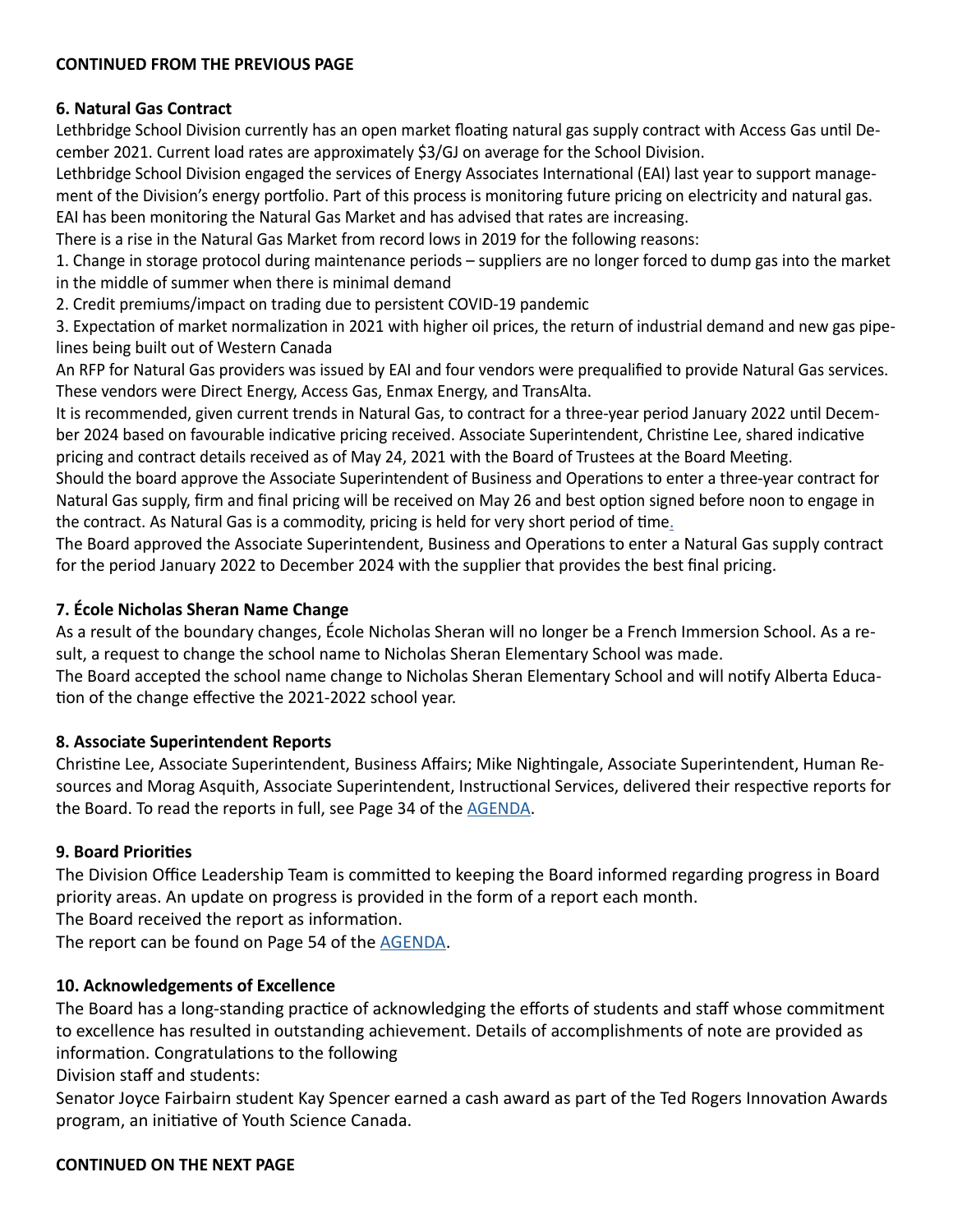**CONTINUED FROM THE PREVIOUS PAGE**

### 6. Natural Gas Contract

Lethbridge School Division currently has an open market floating natural gas supply contract with Access Gas until December 2021. Current load rates are approximately $3/GJ on average for the School Division.

Lethbridge School Division engaged the services of Energy Associates International (EAI) last year to support management of the Division's energy portfolio. Part of this process is monitoring future pricing on electricity and natural gas. EAI has been monitoring the Natural Gas Market and has advised that rates are increasing.

There is a rise in the Natural Gas Market from record lows in 2019 for the following reasons:

1. Change in storage protocol during maintenance periods – suppliers are no longer forced to dump gas into the market in the middle of summer when there is minimal demand
2. Credit premiums/impact on trading due to persistent COVID-19 pandemic
3. Expectation of market normalization in 2021 with higher oil prices, the return of industrial demand and new gas pipelines being built out of Western Canada

An RFP for Natural Gas providers was issued by EAI and four vendors were prequalified to provide Natural Gas services. These vendors were Direct Energy, Access Gas, Enmax Energy, and TransAlta.

It is recommended, given current trends in Natural Gas, to contract for a three-year period January 2022 until December 2024 based on favourable indicative pricing received. Associate Superintendent, Christine Lee, shared indicative pricing and contract details received as of May 24, 2021 with the Board of Trustees at the Board Meeting.

Should the board approve the Associate Superintendent of Business and Operations to enter a three-year contract for Natural Gas supply, firm and final pricing will be received on May 26 and best option signed before noon to engage in the contract. As Natural Gas is a commodity, pricing is held for very short period of time.

The Board approved the Associate Superintendent, Business and Operations to enter a Natural Gas supply contract for the period January 2022 to December 2024 with the supplier that provides the best final pricing.

### 7. École Nicholas Sheran Name Change

As a result of the boundary changes, École Nicholas Sheran will no longer be a French Immersion School. As a result, a request to change the school name to Nicholas Sheran Elementary School was made.

The Board accepted the school name change to Nicholas Sheran Elementary School and will notify Alberta Education of the change effective the 2021-2022 school year.

### 8. Associate Superintendent Reports

Christine Lee, Associate Superintendent, Business Affairs; Mike Nightingale, Associate Superintendent, Human Resources and Morag Asquith, Associate Superintendent, Instructional Services, delivered their respective reports for the Board. To read the reports in full, see Page 34 of the AGENDA.

### 9. Board Priorities

The Division Office Leadership Team is committed to keeping the Board informed regarding progress in Board priority areas. An update on progress is provided in the form of a report each month.

The Board received the report as information.

The report can be found on Page 54 of the AGENDA.

### 10. Acknowledgements of Excellence

The Board has a long-standing practice of acknowledging the efforts of students and staff whose commitment to excellence has resulted in outstanding achievement. Details of accomplishments of note are provided as information. Congratulations to the following

Division staff and students:

Senator Joyce Fairbairn student Kay Spencer earned a cash award as part of the Ted Rogers Innovation Awards program, an initiative of Youth Science Canada.

**CONTINUED ON THE NEXT PAGE**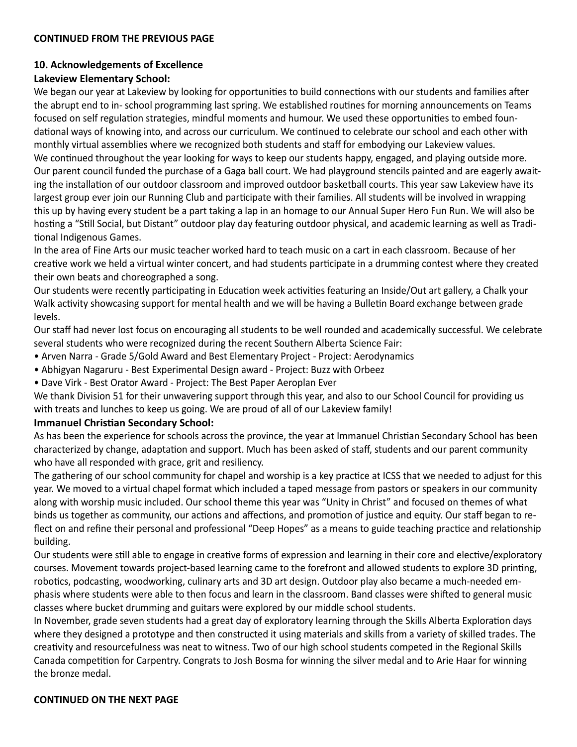**CONTINUED FROM THE PREVIOUS PAGE**

## 10. Acknowledgements of Excellence

### Lakeview Elementary School:

We began our year at Lakeview by looking for opportunities to build connections with our students and families after the abrupt end to in- school programming last spring. We established routines for morning announcements on Teams focused on self regulation strategies, mindful moments and humour. We used these opportunities to embed foundational ways of knowing into, and across our curriculum. We continued to celebrate our school and each other with monthly virtual assemblies where we recognized both students and staff for embodying our Lakeview values.

We continued throughout the year looking for ways to keep our students happy, engaged, and playing outside more. Our parent council funded the purchase of a Gaga ball court. We had playground stencils painted and are eagerly awaiting the installation of our outdoor classroom and improved outdoor basketball courts. This year saw Lakeview have its largest group ever join our Running Club and participate with their families. All students will be involved in wrapping this up by having every student be a part taking a lap in an homage to our Annual Super Hero Fun Run. We will also be hosting a "Still Social, but Distant" outdoor play day featuring outdoor physical, and academic learning as well as Traditional Indigenous Games.

In the area of Fine Arts our music teacher worked hard to teach music on a cart in each classroom. Because of her creative work we held a virtual winter concert, and had students participate in a drumming contest where they created their own beats and choreographed a song.

Our students were recently participating in Education week activities featuring an Inside/Out art gallery, a Chalk your Walk activity showcasing support for mental health and we will be having a Bulletin Board exchange between grade levels.

Our staff had never lost focus on encouraging all students to be well rounded and academically successful. We celebrate several students who were recognized during the recent Southern Alberta Science Fair:

- Arven Narra - Grade 5/Gold Award and Best Elementary Project - Project: Aerodynamics
- Abhigyan Nagaruru - Best Experimental Design award - Project: Buzz with Orbeez
- Dave Virk - Best Orator Award - Project: The Best Paper Aeroplan Ever

We thank Division 51 for their unwavering support through this year, and also to our School Council for providing us with treats and lunches to keep us going. We are proud of all of our Lakeview family!

### Immanuel Christian Secondary School:

As has been the experience for schools across the province, the year at Immanuel Christian Secondary School has been characterized by change, adaptation and support. Much has been asked of staff, students and our parent community who have all responded with grace, grit and resiliency.

The gathering of our school community for chapel and worship is a key practice at ICSS that we needed to adjust for this year. We moved to a virtual chapel format which included a taped message from pastors or speakers in our community along with worship music included. Our school theme this year was "Unity in Christ" and focused on themes of what binds us together as community, our actions and affections, and promotion of justice and equity. Our staff began to reflect on and refine their personal and professional "Deep Hopes" as a means to guide teaching practice and relationship building.

Our students were still able to engage in creative forms of expression and learning in their core and elective/exploratory courses. Movement towards project-based learning came to the forefront and allowed students to explore 3D printing, robotics, podcasting, woodworking, culinary arts and 3D art design. Outdoor play also became a much-needed emphasis where students were able to then focus and learn in the classroom. Band classes were shifted to general music classes where bucket drumming and guitars were explored by our middle school students.

In November, grade seven students had a great day of exploratory learning through the Skills Alberta Exploration days where they designed a prototype and then constructed it using materials and skills from a variety of skilled trades. The creativity and resourcefulness was neat to witness. Two of our high school students competed in the Regional Skills Canada competition for Carpentry. Congrats to Josh Bosma for winning the silver medal and to Arie Haar for winning the bronze medal.

**CONTINUED ON THE NEXT PAGE**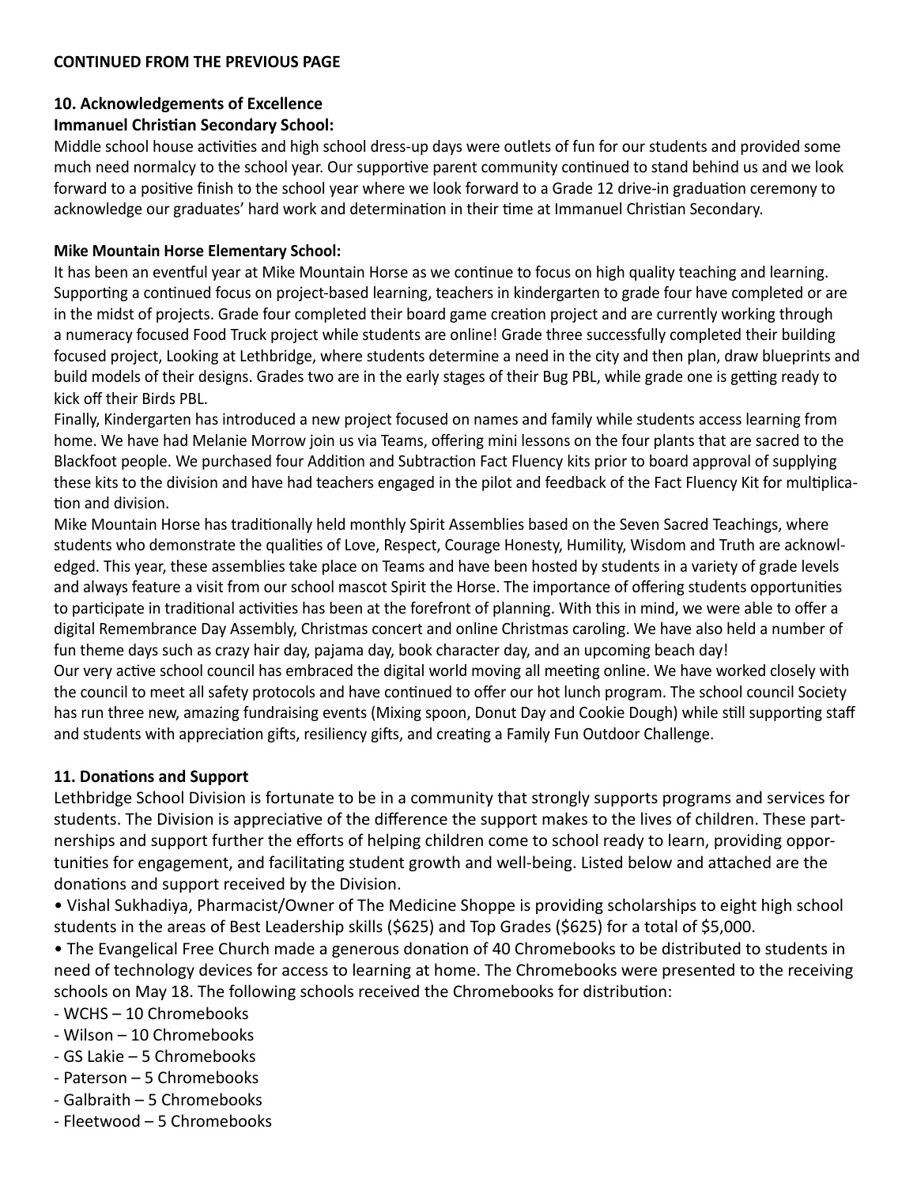**CONTINUED FROM THE PREVIOUS PAGE**

### 10. Acknowledgements of Excellence

**Immanuel Christian Secondary School:**

Middle school house activities and high school dress-up days were outlets of fun for our students and provided some much need normalcy to the school year. Our supportive parent community continued to stand behind us and we look forward to a positive finish to the school year where we look forward to a Grade 12 drive-in graduation ceremony to acknowledge our graduates' hard work and determination in their time at Immanuel Christian Secondary.

**Mike Mountain Horse Elementary School:**

It has been an eventful year at Mike Mountain Horse as we continue to focus on high quality teaching and learning. Supporting a continued focus on project-based learning, teachers in kindergarten to grade four have completed or are in the midst of projects. Grade four completed their board game creation project and are currently working through a numeracy focused Food Truck project while students are online! Grade three successfully completed their building focused project, Looking at Lethbridge, where students determine a need in the city and then plan, draw blueprints and build models of their designs. Grades two are in the early stages of their Bug PBL, while grade one is getting ready to kick off their Birds PBL.

Finally, Kindergarten has introduced a new project focused on names and family while students access learning from home. We have had Melanie Morrow join us via Teams, offering mini lessons on the four plants that are sacred to the Blackfoot people. We purchased four Addition and Subtraction Fact Fluency kits prior to board approval of supplying these kits to the division and have had teachers engaged in the pilot and feedback of the Fact Fluency Kit for multiplication and division.

Mike Mountain Horse has traditionally held monthly Spirit Assemblies based on the Seven Sacred Teachings, where students who demonstrate the qualities of Love, Respect, Courage Honesty, Humility, Wisdom and Truth are acknowledged. This year, these assemblies take place on Teams and have been hosted by students in a variety of grade levels and always feature a visit from our school mascot Spirit the Horse. The importance of offering students opportunities to participate in traditional activities has been at the forefront of planning. With this in mind, we were able to offer a digital Remembrance Day Assembly, Christmas concert and online Christmas caroling. We have also held a number of fun theme days such as crazy hair day, pajama day, book character day, and an upcoming beach day!

Our very active school council has embraced the digital world moving all meeting online. We have worked closely with the council to meet all safety protocols and have continued to offer our hot lunch program. The school council Society has run three new, amazing fundraising events (Mixing spoon, Donut Day and Cookie Dough) while still supporting staff and students with appreciation gifts, resiliency gifts, and creating a Family Fun Outdoor Challenge.

### 11. Donations and Support

Lethbridge School Division is fortunate to be in a community that strongly supports programs and services for students. The Division is appreciative of the difference the support makes to the lives of children. These partnerships and support further the efforts of helping children come to school ready to learn, providing opportunities for engagement, and facilitating student growth and well-being. Listed below and attached are the donations and support received by the Division.

- Vishal Sukhadiya, Pharmacist/Owner of The Medicine Shoppe is providing scholarships to eight high school students in the areas of Best Leadership skills ($625) and Top Grades ($625) for a total of $5,000.
- The Evangelical Free Church made a generous donation of 40 Chromebooks to be distributed to students in need of technology devices for access to learning at home. The Chromebooks were presented to the receiving schools on May 18. The following schools received the Chromebooks for distribution:
  - WCHS – 10 Chromebooks
  - Wilson – 10 Chromebooks
  - GS Lakie – 5 Chromebooks
  - Paterson – 5 Chromebooks
  - Galbraith – 5 Chromebooks
  - Fleetwood – 5 Chromebooks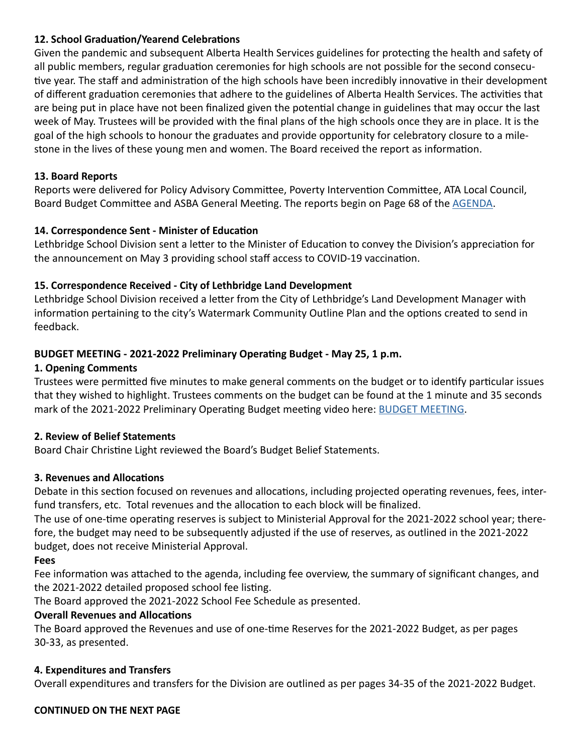**12. School Graduation/Yearend Celebrations**

Given the pandemic and subsequent Alberta Health Services guidelines for protecting the health and safety of all public members, regular graduation ceremonies for high schools are not possible for the second consecutive year. The staff and administration of the high schools have been incredibly innovative in their development of different graduation ceremonies that adhere to the guidelines of Alberta Health Services. The activities that are being put in place have not been finalized given the potential change in guidelines that may occur the last week of May. Trustees will be provided with the final plans of the high schools once they are in place. It is the goal of the high schools to honour the graduates and provide opportunity for celebratory closure to a milestone in the lives of these young men and women. The Board received the report as information.

**13. Board Reports**

Reports were delivered for Policy Advisory Committee, Poverty Intervention Committee, ATA Local Council, Board Budget Committee and ASBA General Meeting. The reports begin on Page 68 of the AGENDA.

**14. Correspondence Sent - Minister of Education**

Lethbridge School Division sent a letter to the Minister of Education to convey the Division's appreciation for the announcement on May 3 providing school staff access to COVID-19 vaccination.

**15. Correspondence Received - City of Lethbridge Land Development**

Lethbridge School Division received a letter from the City of Lethbridge's Land Development Manager with information pertaining to the city's Watermark Community Outline Plan and the options created to send in feedback.

**BUDGET MEETING - 2021-2022 Preliminary Operating Budget - May 25, 1 p.m.**

**1. Opening Comments**

Trustees were permitted five minutes to make general comments on the budget or to identify particular issues that they wished to highlight. Trustees comments on the budget can be found at the 1 minute and 35 seconds mark of the 2021-2022 Preliminary Operating Budget meeting video here: BUDGET MEETING.

**2. Review of Belief Statements**

Board Chair Christine Light reviewed the Board's Budget Belief Statements.

**3. Revenues and Allocations**

Debate in this section focused on revenues and allocations, including projected operating revenues, fees, interfund transfers, etc. Total revenues and the allocation to each block will be finalized.

The use of one-time operating reserves is subject to Ministerial Approval for the 2021-2022 school year; therefore, the budget may need to be subsequently adjusted if the use of reserves, as outlined in the 2021-2022 budget, does not receive Ministerial Approval.

**Fees**

Fee information was attached to the agenda, including fee overview, the summary of significant changes, and the 2021-2022 detailed proposed school fee listing.

The Board approved the 2021-2022 School Fee Schedule as presented.

**Overall Revenues and Allocations**

The Board approved the Revenues and use of one-time Reserves for the 2021-2022 Budget, as per pages 30-33, as presented.

**4. Expenditures and Transfers**

Overall expenditures and transfers for the Division are outlined as per pages 34-35 of the 2021-2022 Budget.

**CONTINUED ON THE NEXT PAGE**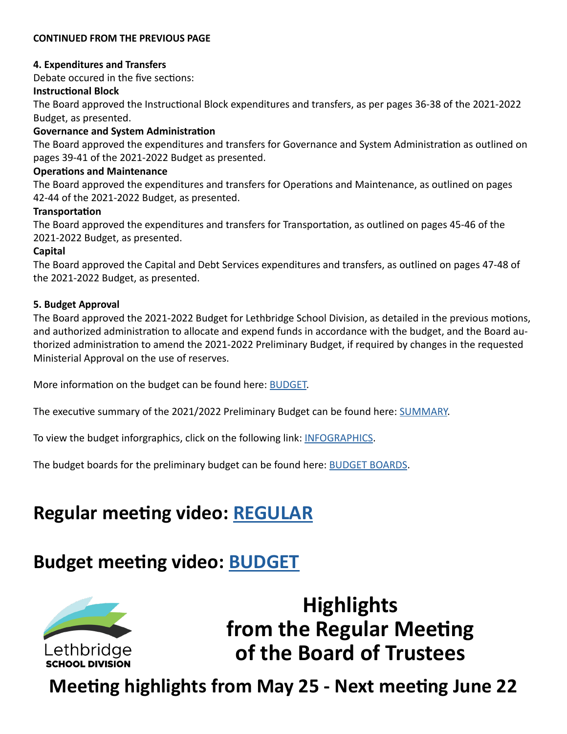**CONTINUED FROM THE PREVIOUS PAGE**

**4. Expenditures and Transfers**

Debate occured in the five sections:

**Instructional Block**

The Board approved the Instructional Block expenditures and transfers, as per pages 36-38 of the 2021-2022 Budget, as presented.

**Governance and System Administration**

The Board approved the expenditures and transfers for Governance and System Administration as outlined on pages 39-41 of the 2021-2022 Budget as presented.

**Operations and Maintenance**

The Board approved the expenditures and transfers for Operations and Maintenance, as outlined on pages 42-44 of the 2021-2022 Budget, as presented.

**Transportation**

The Board approved the expenditures and transfers for Transportation, as outlined on pages 45-46 of the 2021-2022 Budget, as presented.

**Capital**

The Board approved the Capital and Debt Services expenditures and transfers, as outlined on pages 47-48 of the 2021-2022 Budget, as presented.

**5. Budget Approval**

The Board approved the 2021-2022 Budget for Lethbridge School Division, as detailed in the previous motions, and authorized administration to allocate and expend funds in accordance with the budget, and the Board authorized administration to amend the 2021-2022 Preliminary Budget, if required by changes in the requested Ministerial Approval on the use of reserves.

More information on the budget can be found here: BUDGET.

The executive summary of the 2021/2022 Preliminary Budget can be found here: SUMMARY.

To view the budget inforgraphics, click on the following link: INFOGRAPHICS.

The budget boards for the preliminary budget can be found here: BUDGET BOARDS.

## Regular meeting video: REGULAR

## Budget meeting video: BUDGET

Lethbridge SCHOOL DIVISION

# Highlights from the Regular Meeting of the Board of Trustees

## Meeting highlights from May 25 - Next meeting June 22